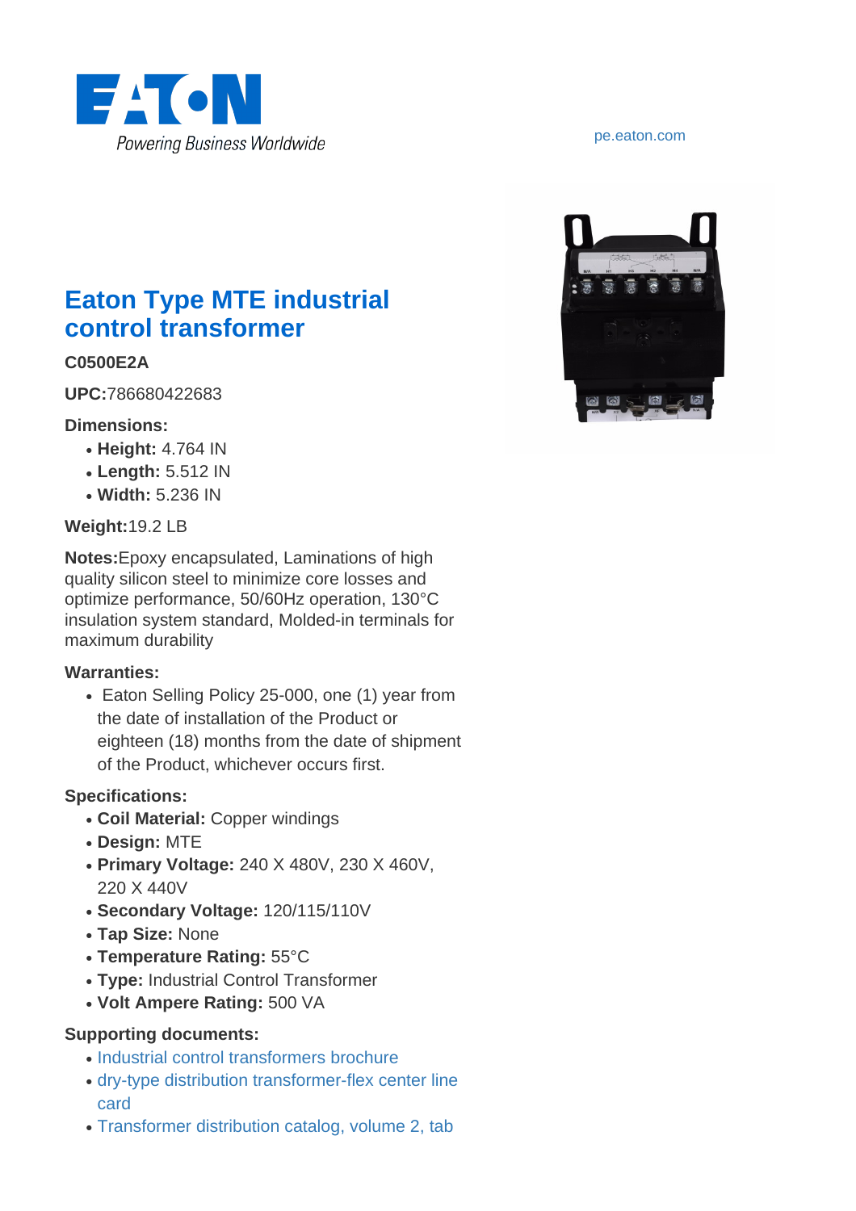EATON
Powering Business Worldwide

pe.eaton.com

# Eaton Type MTE industrial control transformer

**C0500E2A**

**UPC:**786680422683

**Dimensions:**

- **Height:** 4.764 IN
- **Length:** 5.512 IN
- **Width:** 5.236 IN

**Weight:**19.2 LB

**Notes:**Epoxy encapsulated, Laminations of high quality silicon steel to minimize core losses and optimize performance, 50/60Hz operation, 130°C insulation system standard, Molded-in terminals for maximum durability

**Warranties:**

- Eaton Selling Policy 25-000, one (1) year from the date of installation of the Product or eighteen (18) months from the date of shipment of the Product, whichever occurs first.

**Specifications:**

- **Coil Material:** Copper windings
- **Design:** MTE
- **Primary Voltage:** 240 X 480V, 230 X 460V, 220 X 440V
- **Secondary Voltage:** 120/115/110V
- **Tap Size:** None
- **Temperature Rating:** 55°C
- **Type:** Industrial Control Transformer
- **Volt Ampere Rating:** 500 VA

**Supporting documents:**

- Industrial control transformers brochure
- dry-type distribution transformer-flex center line card
- Transformer distribution catalog, volume 2, tab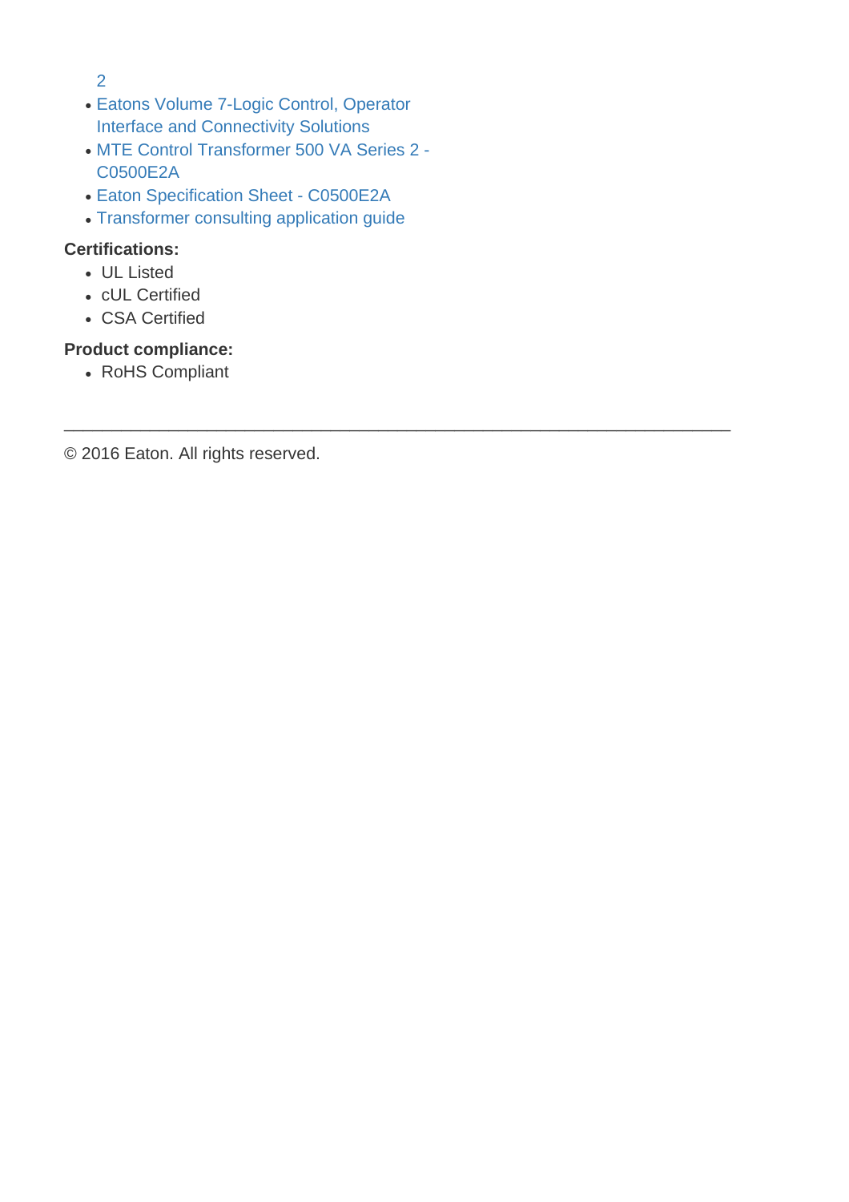2

- Eatons Volume 7-Logic Control, Operator Interface and Connectivity Solutions
- MTE Control Transformer 500 VA Series 2 - C0500E2A
- Eaton Specification Sheet - C0500E2A
- Transformer consulting application guide

**Certifications:**

- UL Listed
- cUL Certified
- CSA Certified

**Product compliance:**

- RoHS Compliant

---

© 2016 Eaton. All rights reserved.